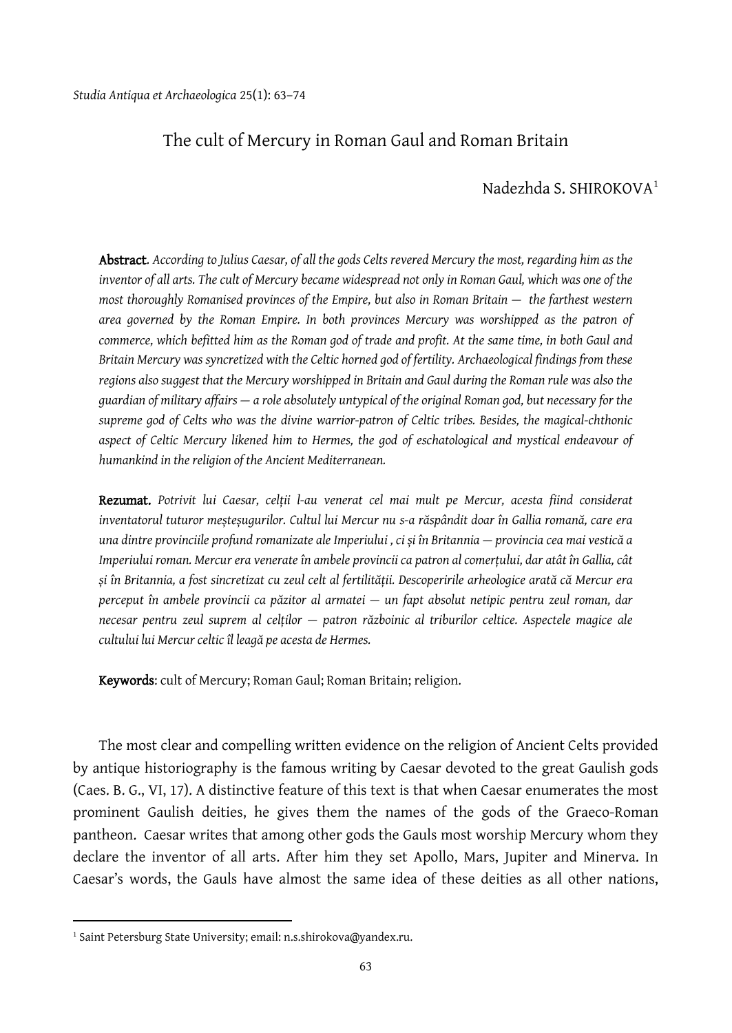*Studia Antiqua et Archaeologica* 25(1): 63–74

# The cult of Mercury in Roman Gaul and Roman Britain

Nadezhda S. SHIROKOVA[1]

**Abstract**. *According to Julius Caesar, of all the gods Celts revered Mercury the most, regarding him as the inventor of all arts. The cult of Mercury became widespread not only in Roman Gaul, which was one of the most thoroughly Romanised provinces of the Empire, but also in Roman Britain — the farthest western area governed by the Roman Empire. In both provinces Mercury was worshipped as the patron of commerce, which befitted him as the Roman god of trade and profit. At the same time, in both Gaul and Britain Mercury was syncretized with the Celtic horned god of fertility. Archaeological findings from these regions also suggest that the Mercury worshipped in Britain and Gaul during the Roman rule was also the guardian of military affairs — a role absolutely untypical of the original Roman god, but necessary for the supreme god of Celts who was the divine warrior-patron of Celtic tribes. Besides, the magical-chthonic aspect of Celtic Mercury likened him to Hermes, the god of eschatological and mystical endeavour of humankind in the religion of the Ancient Mediterranean.*

**Rezumat.** *Potrivit lui Caesar, celții l-au venerat cel mai mult pe Mercur, acesta fiind considerat inventatorul tuturor meșteșugurilor. Cultul lui Mercur nu s-a răspândit doar în Gallia romană, care era una dintre provinciile profund romanizate ale Imperiului , ci și în Britannia — provincia cea mai vestică a Imperiului roman. Mercur era venerate în ambele provincii ca patron al comerțului, dar atât în Gallia, cât și în Britannia, a fost sincretizat cu zeul celt al fertilității. Descoperirile arheologice arată că Mercur era perceput în ambele provincii ca păzitor al armatei — un fapt absolut netipic pentru zeul roman, dar necesar pentru zeul suprem al celților — patron războinic al triburilor celtice. Aspectele magice ale cultului lui Mercur celtic îl leagă pe acesta de Hermes.*

**Keywords**: cult of Mercury; Roman Gaul; Roman Britain; religion.

The most clear and compelling written evidence on the religion of Ancient Celts provided by antique historiography is the famous writing by Caesar devoted to the great Gaulish gods (Caes. B. G., VI, 17). A distinctive feature of this text is that when Caesar enumerates the most prominent Gaulish deities, he gives them the names of the gods of the Graeco-Roman pantheon. Caesar writes that among other gods the Gauls most worship Mercury whom they declare the inventor of all arts. After him they set Apollo, Mars, Jupiter and Minerva. In Caesar's words, the Gauls have almost the same idea of these deities as all other nations,

[1] Saint Petersburg State University; email: n.s.shirokova@yandex.ru.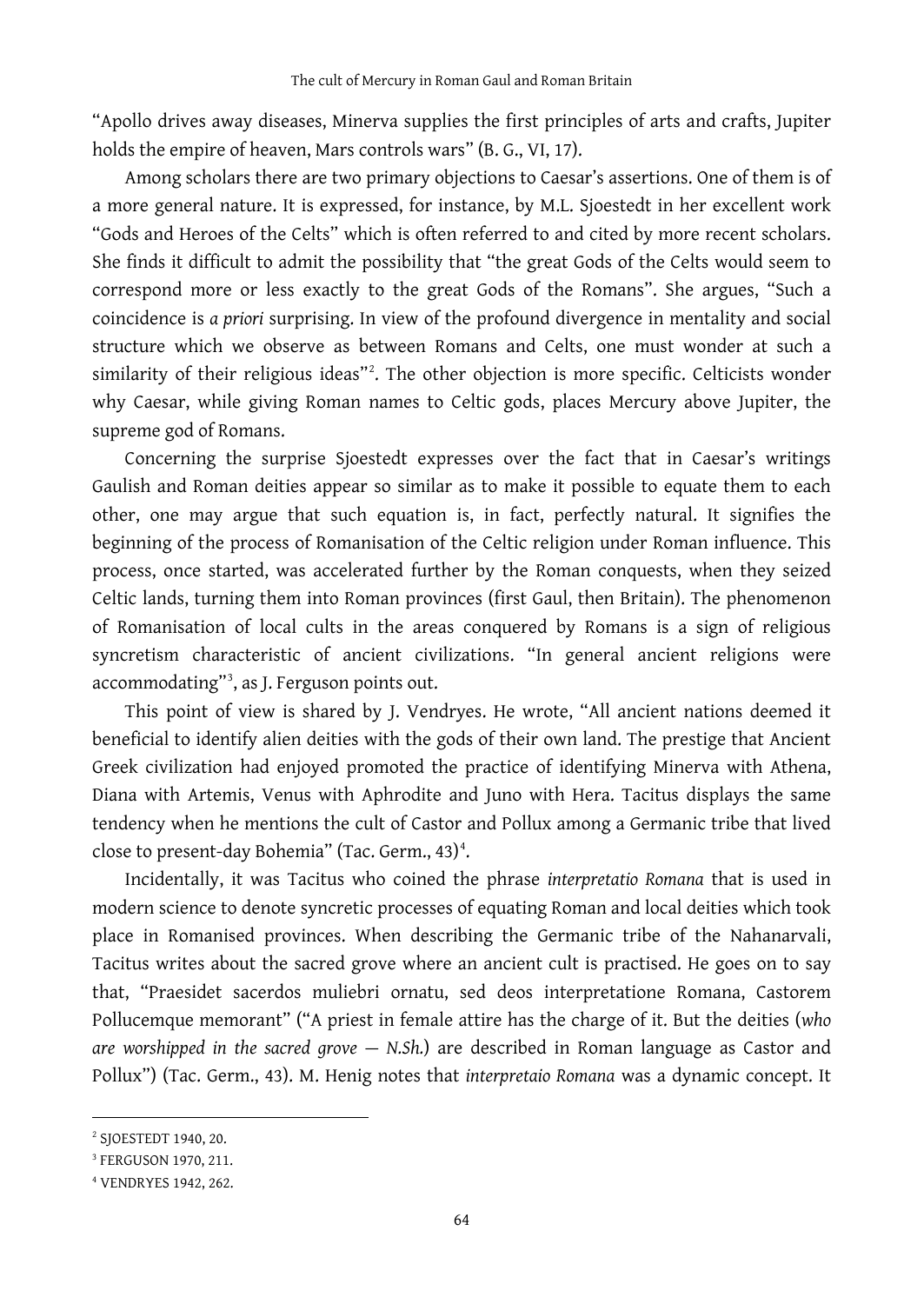"Apollo drives away diseases, Minerva supplies the first principles of arts and crafts, Jupiter holds the empire of heaven, Mars controls wars" (B. G., VI, 17).

Among scholars there are two primary objections to Caesar's assertions. One of them is of a more general nature. It is expressed, for instance, by M.L. Sjoestedt in her excellent work "Gods and Heroes of the Celts" which is often referred to and cited by more recent scholars. She finds it difficult to admit the possibility that "the great Gods of the Celts would seem to correspond more or less exactly to the great Gods of the Romans". She argues, "Such a coincidence is *a priori* surprising. In view of the profound divergence in mentality and social structure which we observe as between Romans and Celts, one must wonder at such a similarity of their religious ideas"[2]. The other objection is more specific. Celticists wonder why Caesar, while giving Roman names to Celtic gods, places Mercury above Jupiter, the supreme god of Romans.

Concerning the surprise Sjoestedt expresses over the fact that in Caesar's writings Gaulish and Roman deities appear so similar as to make it possible to equate them to each other, one may argue that such equation is, in fact, perfectly natural. It signifies the beginning of the process of Romanisation of the Celtic religion under Roman influence. This process, once started, was accelerated further by the Roman conquests, when they seized Celtic lands, turning them into Roman provinces (first Gaul, then Britain). The phenomenon of Romanisation of local cults in the areas conquered by Romans is a sign of religious syncretism characteristic of ancient civilizations. "In general ancient religions were accommodating"[3], as J. Ferguson points out.

This point of view is shared by J. Vendryes. He wrote, "All ancient nations deemed it beneficial to identify alien deities with the gods of their own land. The prestige that Ancient Greek civilization had enjoyed promoted the practice of identifying Minerva with Athena, Diana with Artemis, Venus with Aphrodite and Juno with Hera. Tacitus displays the same tendency when he mentions the cult of Castor and Pollux among a Germanic tribe that lived close to present-day Bohemia" (Tac. Germ., 43)[4].

Incidentally, it was Tacitus who coined the phrase *interpretatio Romana* that is used in modern science to denote syncretic processes of equating Roman and local deities which took place in Romanised provinces. When describing the Germanic tribe of the Nahanarvali, Tacitus writes about the sacred grove where an ancient cult is practised. He goes on to say that, "Praesidet sacerdos muliebri ornatu, sed deos interpretatione Romana, Castorem Pollucemque memorant" ("A priest in female attire has the charge of it. But the deities (*who are worshipped in the sacred grove — N.Sh.*) are described in Roman language as Castor and Pollux") (Tac. Germ., 43). M. Henig notes that *interpretaio Romana* was a dynamic concept. It

---

[2] SJOESTEDT 1940, 20.

[3] FERGUSON 1970, 211.

[4] VENDRYES 1942, 262.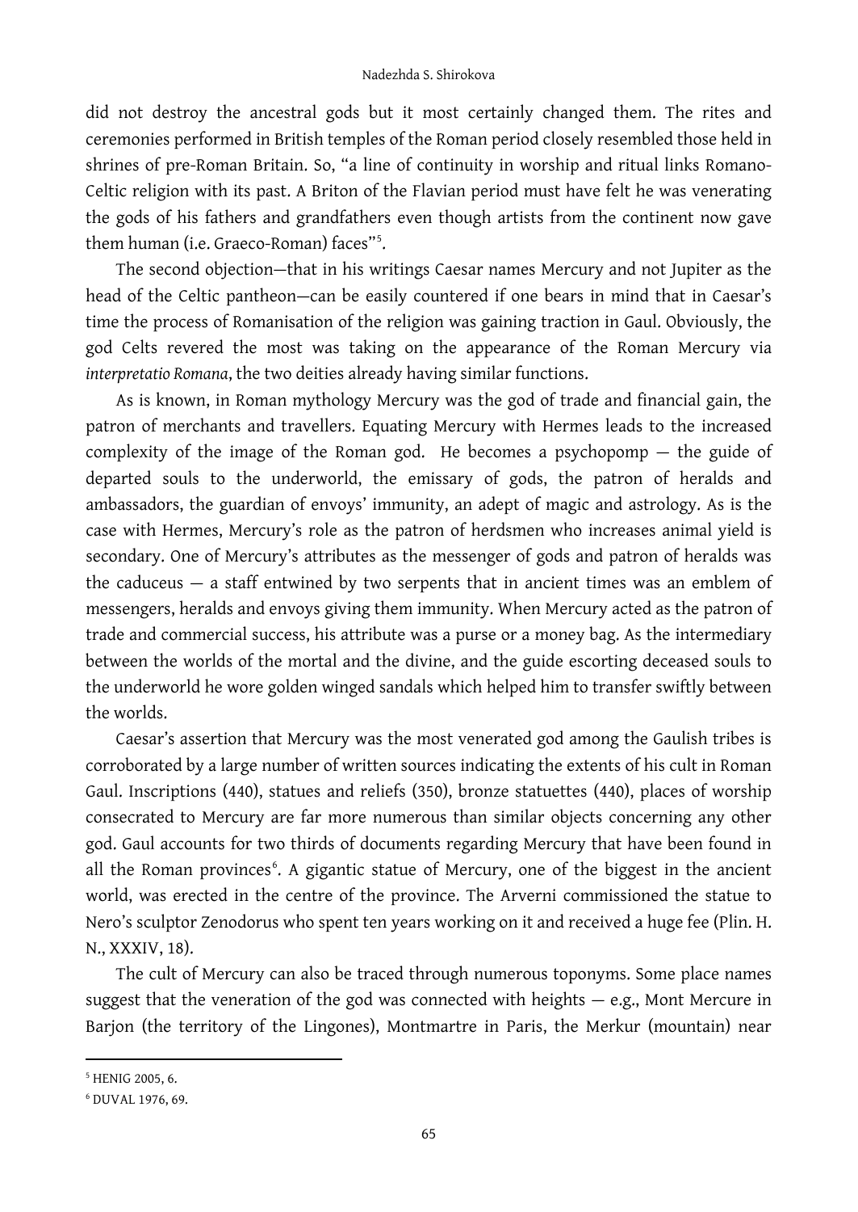did not destroy the ancestral gods but it most certainly changed them. The rites and ceremonies performed in British temples of the Roman period closely resembled those held in shrines of pre-Roman Britain. So, "a line of continuity in worship and ritual links Romano-Celtic religion with its past. A Briton of the Flavian period must have felt he was venerating the gods of his fathers and grandfathers even though artists from the continent now gave them human (i.e. Graeco-Roman) faces"[5].

The second objection—that in his writings Caesar names Mercury and not Jupiter as the head of the Celtic pantheon—can be easily countered if one bears in mind that in Caesar's time the process of Romanisation of the religion was gaining traction in Gaul. Obviously, the god Celts revered the most was taking on the appearance of the Roman Mercury via *interpretatio Romana*, the two deities already having similar functions.

As is known, in Roman mythology Mercury was the god of trade and financial gain, the patron of merchants and travellers. Equating Mercury with Hermes leads to the increased complexity of the image of the Roman god. He becomes a psychopomp — the guide of departed souls to the underworld, the emissary of gods, the patron of heralds and ambassadors, the guardian of envoys' immunity, an adept of magic and astrology. As is the case with Hermes, Mercury's role as the patron of herdsmen who increases animal yield is secondary. One of Mercury's attributes as the messenger of gods and patron of heralds was the caduceus — a staff entwined by two serpents that in ancient times was an emblem of messengers, heralds and envoys giving them immunity. When Mercury acted as the patron of trade and commercial success, his attribute was a purse or a money bag. As the intermediary between the worlds of the mortal and the divine, and the guide escorting deceased souls to the underworld he wore golden winged sandals which helped him to transfer swiftly between the worlds.

Caesar's assertion that Mercury was the most venerated god among the Gaulish tribes is corroborated by a large number of written sources indicating the extents of his cult in Roman Gaul. Inscriptions (440), statues and reliefs (350), bronze statuettes (440), places of worship consecrated to Mercury are far more numerous than similar objects concerning any other god. Gaul accounts for two thirds of documents regarding Mercury that have been found in all the Roman provinces[6]. A gigantic statue of Mercury, one of the biggest in the ancient world, was erected in the centre of the province. The Arverni commissioned the statue to Nero's sculptor Zenodorus who spent ten years working on it and received a huge fee (Plin. H. N., XXXIV, 18).

The cult of Mercury can also be traced through numerous toponyms. Some place names suggest that the veneration of the god was connected with heights — e.g., Mont Mercure in Barjon (the territory of the Lingones), Montmartre in Paris, the Merkur (mountain) near

---

[5] HENIG 2005, 6.

[6] DUVAL 1976, 69.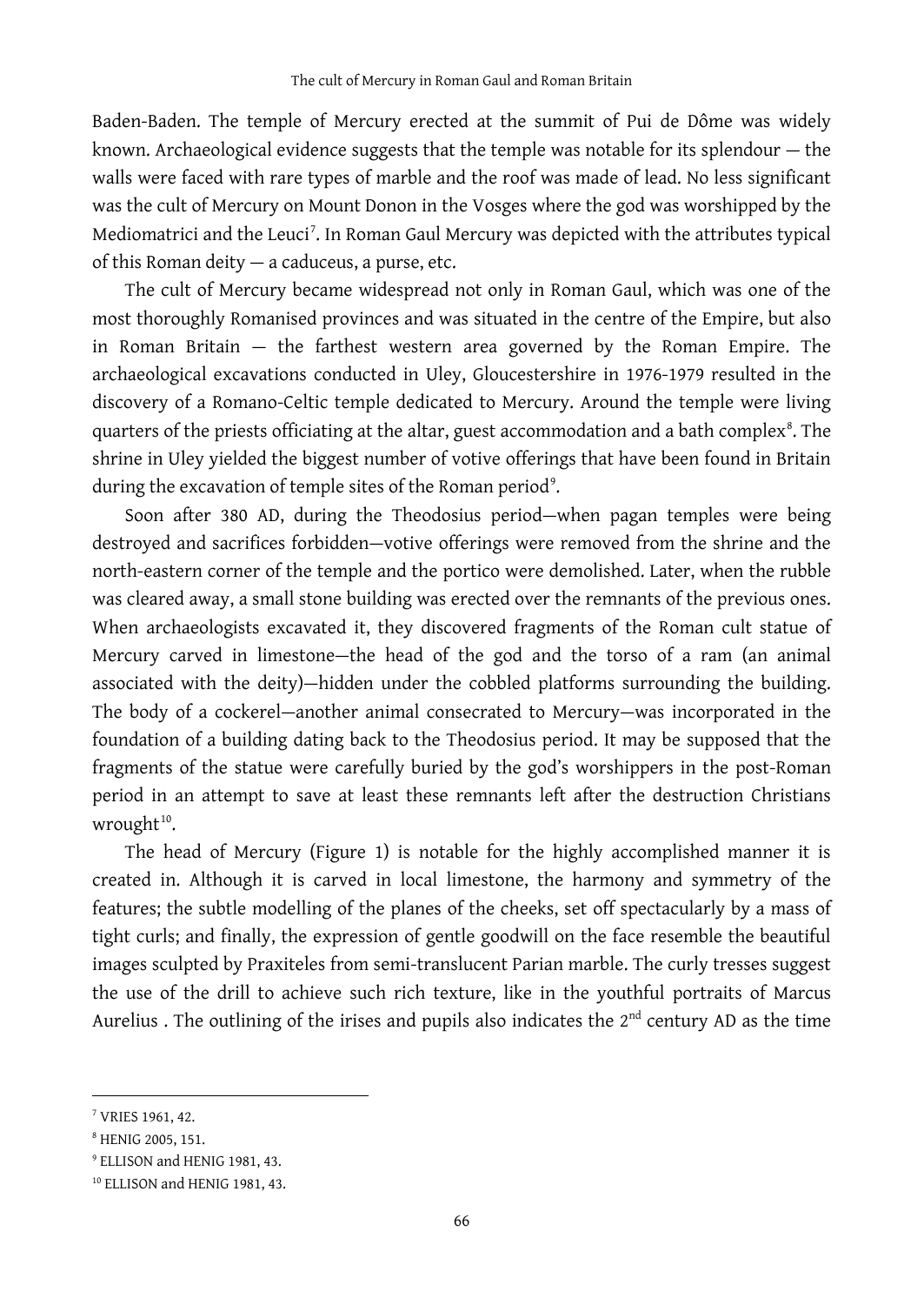Baden-Baden. The temple of Mercury erected at the summit of Pui de Dôme was widely known. Archaeological evidence suggests that the temple was notable for its splendour — the walls were faced with rare types of marble and the roof was made of lead. No less significant was the cult of Mercury on Mount Donon in the Vosges where the god was worshipped by the Mediomatrici and the Leuci[7]. In Roman Gaul Mercury was depicted with the attributes typical of this Roman deity — a caduceus, a purse, etc.

The cult of Mercury became widespread not only in Roman Gaul, which was one of the most thoroughly Romanised provinces and was situated in the centre of the Empire, but also in Roman Britain — the farthest western area governed by the Roman Empire. The archaeological excavations conducted in Uley, Gloucestershire in 1976-1979 resulted in the discovery of a Romano-Celtic temple dedicated to Mercury. Around the temple were living quarters of the priests officiating at the altar, guest accommodation and a bath complex[8]. The shrine in Uley yielded the biggest number of votive offerings that have been found in Britain during the excavation of temple sites of the Roman period[9].

Soon after 380 AD, during the Theodosius period—when pagan temples were being destroyed and sacrifices forbidden—votive offerings were removed from the shrine and the north-eastern corner of the temple and the portico were demolished. Later, when the rubble was cleared away, a small stone building was erected over the remnants of the previous ones. When archaeologists excavated it, they discovered fragments of the Roman cult statue of Mercury carved in limestone—the head of the god and the torso of a ram (an animal associated with the deity)—hidden under the cobbled platforms surrounding the building. The body of a cockerel—another animal consecrated to Mercury—was incorporated in the foundation of a building dating back to the Theodosius period. It may be supposed that the fragments of the statue were carefully buried by the god's worshippers in the post-Roman period in an attempt to save at least these remnants left after the destruction Christians wrought[10].

The head of Mercury (Figure 1) is notable for the highly accomplished manner it is created in. Although it is carved in local limestone, the harmony and symmetry of the features; the subtle modelling of the planes of the cheeks, set off spectacularly by a mass of tight curls; and finally, the expression of gentle goodwill on the face resemble the beautiful images sculpted by Praxiteles from semi-translucent Parian marble. The curly tresses suggest the use of the drill to achieve such rich texture, like in the youthful portraits of Marcus Aurelius . The outlining of the irises and pupils also indicates the 2nd century AD as the time

[7] VRIES 1961, 42.

[8] HENIG 2005, 151.

[9] ELLISON and HENIG 1981, 43.

[10] ELLISON and HENIG 1981, 43.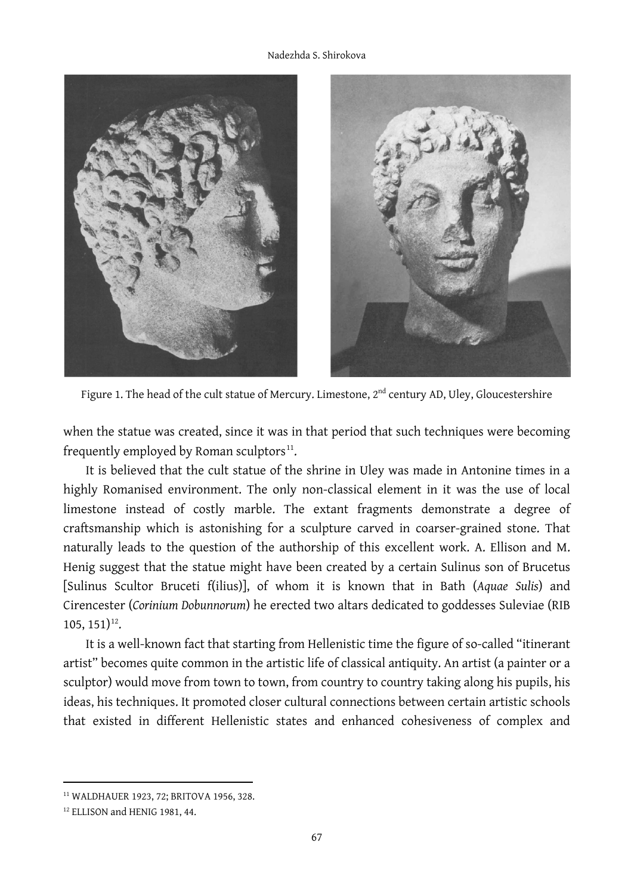Figure 1. The head of the cult statue of Mercury. Limestone, 2nd century AD, Uley, Gloucestershire

when the statue was created, since it was in that period that such techniques were becoming frequently employed by Roman sculptors[11].

It is believed that the cult statue of the shrine in Uley was made in Antonine times in a highly Romanised environment. The only non-classical element in it was the use of local limestone instead of costly marble. The extant fragments demonstrate a degree of craftsmanship which is astonishing for a sculpture carved in coarser-grained stone. That naturally leads to the question of the authorship of this excellent work. A. Ellison and M. Henig suggest that the statue might have been created by a certain Sulinus son of Brucetus [Sulinus Scultor Bruceti f(ilius)], of whom it is known that in Bath (*Aquae Sulis*) and Cirencester (*Corinium Dobunnorum*) he erected two altars dedicated to goddesses Suleviae (RIB 105, 151)[12].

It is a well-known fact that starting from Hellenistic time the figure of so-called "itinerant artist" becomes quite common in the artistic life of classical antiquity. An artist (a painter or a sculptor) would move from town to town, from country to country taking along his pupils, his ideas, his techniques. It promoted closer cultural connections between certain artistic schools that existed in different Hellenistic states and enhanced cohesiveness of complex and

---

[11] WALDHAUER 1923, 72; BRITOVA 1956, 328.

[12] ELLISON and HENIG 1981, 44.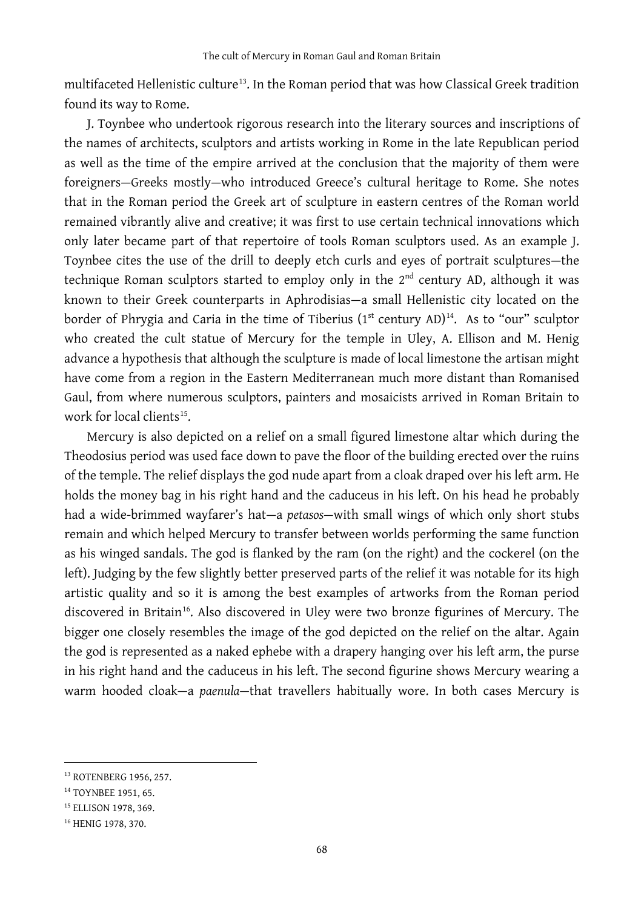multifaceted Hellenistic culture[13]. In the Roman period that was how Classical Greek tradition found its way to Rome.

J. Toynbee who undertook rigorous research into the literary sources and inscriptions of the names of architects, sculptors and artists working in Rome in the late Republican period as well as the time of the empire arrived at the conclusion that the majority of them were foreigners—Greeks mostly—who introduced Greece's cultural heritage to Rome. She notes that in the Roman period the Greek art of sculpture in eastern centres of the Roman world remained vibrantly alive and creative; it was first to use certain technical innovations which only later became part of that repertoire of tools Roman sculptors used. As an example J. Toynbee cites the use of the drill to deeply etch curls and eyes of portrait sculptures—the technique Roman sculptors started to employ only in the 2nd century AD, although it was known to their Greek counterparts in Aphrodisias—a small Hellenistic city located on the border of Phrygia and Caria in the time of Tiberius (1st century AD)[14]. As to "our" sculptor who created the cult statue of Mercury for the temple in Uley, A. Ellison and M. Henig advance a hypothesis that although the sculpture is made of local limestone the artisan might have come from a region in the Eastern Mediterranean much more distant than Romanised Gaul, from where numerous sculptors, painters and mosaicists arrived in Roman Britain to work for local clients[15].

Mercury is also depicted on a relief on a small figured limestone altar which during the Theodosius period was used face down to pave the floor of the building erected over the ruins of the temple. The relief displays the god nude apart from a cloak draped over his left arm. He holds the money bag in his right hand and the caduceus in his left. On his head he probably had a wide-brimmed wayfarer's hat—a *petasos*—with small wings of which only short stubs remain and which helped Mercury to transfer between worlds performing the same function as his winged sandals. The god is flanked by the ram (on the right) and the cockerel (on the left). Judging by the few slightly better preserved parts of the relief it was notable for its high artistic quality and so it is among the best examples of artworks from the Roman period discovered in Britain[16]. Also discovered in Uley were two bronze figurines of Mercury. The bigger one closely resembles the image of the god depicted on the relief on the altar. Again the god is represented as a naked ephebe with a drapery hanging over his left arm, the purse in his right hand and the caduceus in his left. The second figurine shows Mercury wearing a warm hooded cloak—a *paenula*—that travellers habitually wore. In both cases Mercury is

---

[13] ROTENBERG 1956, 257.

[14] TOYNBEE 1951, 65.

[15] ELLISON 1978, 369.

[16] HENIG 1978, 370.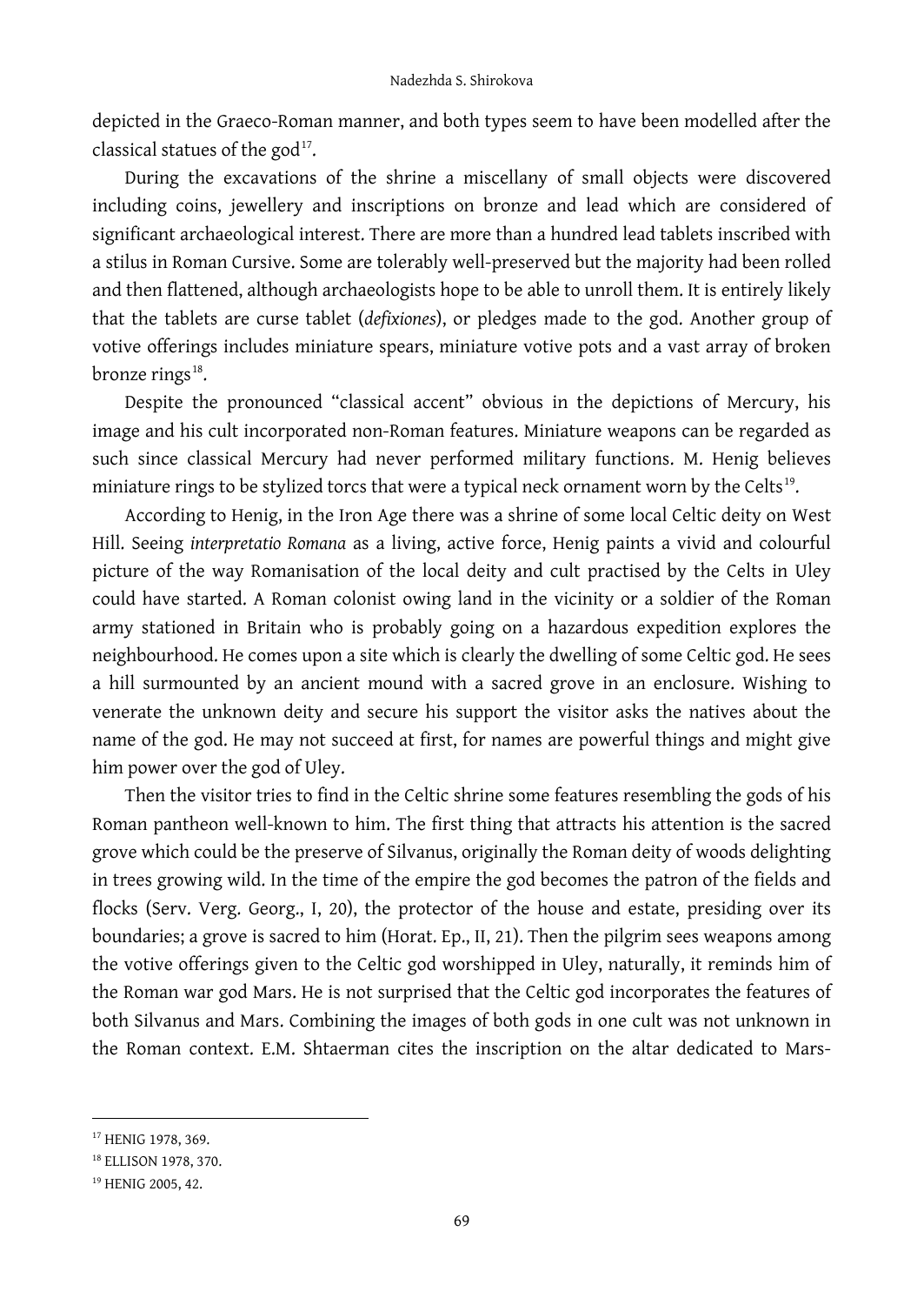depicted in the Graeco-Roman manner, and both types seem to have been modelled after the classical statues of the god[17].

During the excavations of the shrine a miscellany of small objects were discovered including coins, jewellery and inscriptions on bronze and lead which are considered of significant archaeological interest. There are more than a hundred lead tablets inscribed with a stilus in Roman Cursive. Some are tolerably well-preserved but the majority had been rolled and then flattened, although archaeologists hope to be able to unroll them. It is entirely likely that the tablets are curse tablet (*defixiones*), or pledges made to the god. Another group of votive offerings includes miniature spears, miniature votive pots and a vast array of broken bronze rings[18].

Despite the pronounced "classical accent" obvious in the depictions of Mercury, his image and his cult incorporated non-Roman features. Miniature weapons can be regarded as such since classical Mercury had never performed military functions. M. Henig believes miniature rings to be stylized torcs that were a typical neck ornament worn by the Celts[19].

According to Henig, in the Iron Age there was a shrine of some local Celtic deity on West Hill. Seeing *interpretatio Romana* as a living, active force, Henig paints a vivid and colourful picture of the way Romanisation of the local deity and cult practised by the Celts in Uley could have started. A Roman colonist owing land in the vicinity or a soldier of the Roman army stationed in Britain who is probably going on a hazardous expedition explores the neighbourhood. He comes upon a site which is clearly the dwelling of some Celtic god. He sees a hill surmounted by an ancient mound with a sacred grove in an enclosure. Wishing to venerate the unknown deity and secure his support the visitor asks the natives about the name of the god. He may not succeed at first, for names are powerful things and might give him power over the god of Uley.

Then the visitor tries to find in the Celtic shrine some features resembling the gods of his Roman pantheon well-known to him. The first thing that attracts his attention is the sacred grove which could be the preserve of Silvanus, originally the Roman deity of woods delighting in trees growing wild. In the time of the empire the god becomes the patron of the fields and flocks (Serv. Verg. Georg., I, 20), the protector of the house and estate, presiding over its boundaries; a grove is sacred to him (Horat. Ep., II, 21). Then the pilgrim sees weapons among the votive offerings given to the Celtic god worshipped in Uley, naturally, it reminds him of the Roman war god Mars. He is not surprised that the Celtic god incorporates the features of both Silvanus and Mars. Combining the images of both gods in one cult was not unknown in the Roman context. E.M. Shtaerman cites the inscription on the altar dedicated to Mars-

---

[17] HENIG 1978, 369.

[18] ELLISON 1978, 370.

[19] HENIG 2005, 42.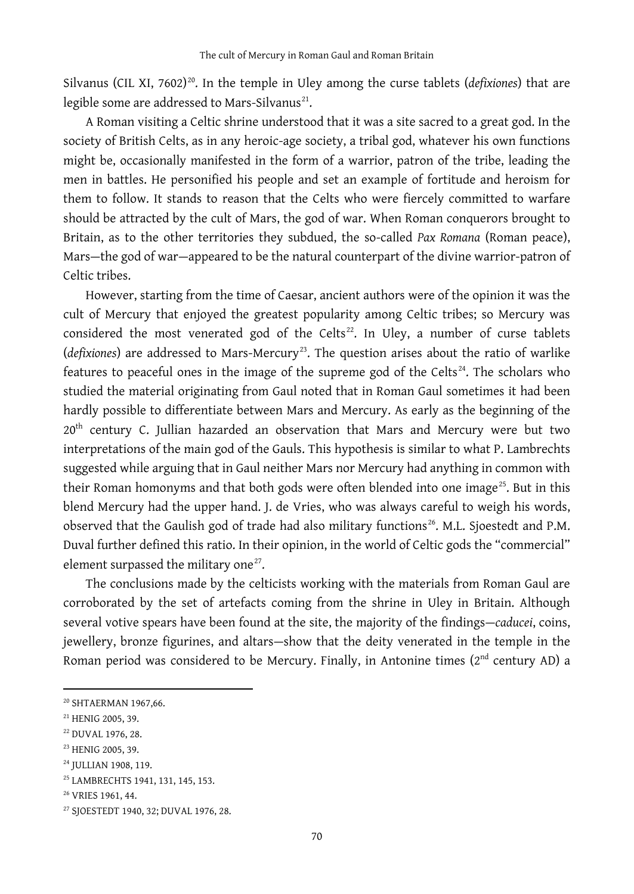Silvanus (CIL XI, 7602)[20]. In the temple in Uley among the curse tablets (*defixiones*) that are legible some are addressed to Mars-Silvanus[21].

A Roman visiting a Celtic shrine understood that it was a site sacred to a great god. In the society of British Celts, as in any heroic-age society, a tribal god, whatever his own functions might be, occasionally manifested in the form of a warrior, patron of the tribe, leading the men in battles. He personified his people and set an example of fortitude and heroism for them to follow. It stands to reason that the Celts who were fiercely committed to warfare should be attracted by the cult of Mars, the god of war. When Roman conquerors brought to Britain, as to the other territories they subdued, the so-called *Pax Romana* (Roman peace), Mars—the god of war—appeared to be the natural counterpart of the divine warrior-patron of Celtic tribes.

However, starting from the time of Caesar, ancient authors were of the opinion it was the cult of Mercury that enjoyed the greatest popularity among Celtic tribes; so Mercury was considered the most venerated god of the Celts[22]. In Uley, a number of curse tablets (*defixiones*) are addressed to Mars-Mercury[23]. The question arises about the ratio of warlike features to peaceful ones in the image of the supreme god of the Celts[24]. The scholars who studied the material originating from Gaul noted that in Roman Gaul sometimes it had been hardly possible to differentiate between Mars and Mercury. As early as the beginning of the 20th century C. Jullian hazarded an observation that Mars and Mercury were but two interpretations of the main god of the Gauls. This hypothesis is similar to what P. Lambrechts suggested while arguing that in Gaul neither Mars nor Mercury had anything in common with their Roman homonyms and that both gods were often blended into one image[25]. But in this blend Mercury had the upper hand. J. de Vries, who was always careful to weigh his words, observed that the Gaulish god of trade had also military functions[26]. M.L. Sjoestedt and P.M. Duval further defined this ratio. In their opinion, in the world of Celtic gods the "commercial" element surpassed the military one[27].

The conclusions made by the celticists working with the materials from Roman Gaul are corroborated by the set of artefacts coming from the shrine in Uley in Britain. Although several votive spears have been found at the site, the majority of the findings—*caducei*, coins, jewellery, bronze figurines, and altars—show that the deity venerated in the temple in the Roman period was considered to be Mercury. Finally, in Antonine times (2nd century AD) a

---

[20] SHTAERMAN 1967,66.

[21] HENIG 2005, 39.

[22] DUVAL 1976, 28.

[23] HENIG 2005, 39.

[24] JULLIAN 1908, 119.

[25] LAMBRECHTS 1941, 131, 145, 153.

[26] VRIES 1961, 44.

[27] SJOESTEDT 1940, 32; DUVAL 1976, 28.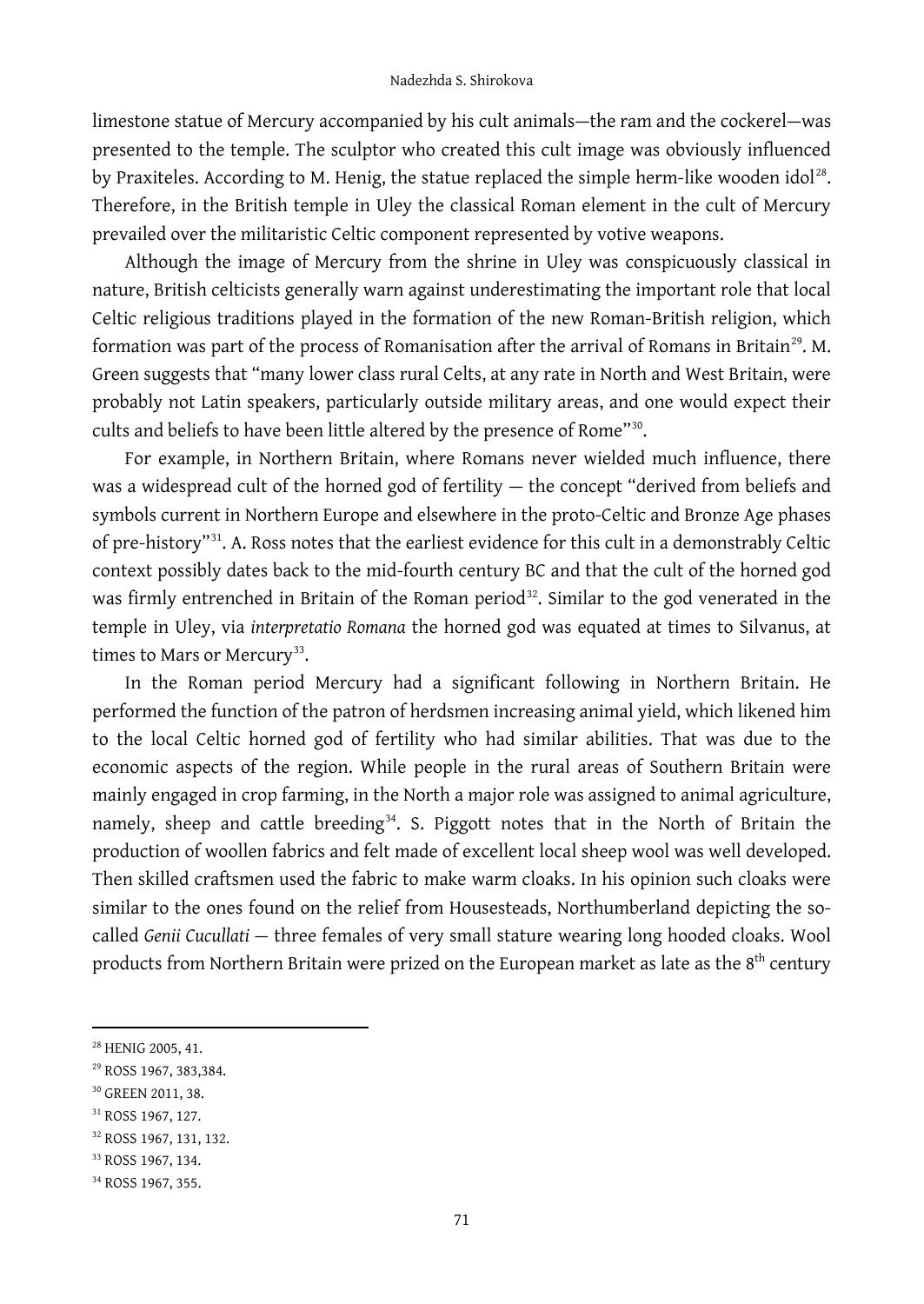limestone statue of Mercury accompanied by his cult animals—the ram and the cockerel—was presented to the temple. The sculptor who created this cult image was obviously influenced by Praxiteles. According to M. Henig, the statue replaced the simple herm-like wooden idol[28]. Therefore, in the British temple in Uley the classical Roman element in the cult of Mercury prevailed over the militaristic Celtic component represented by votive weapons.

Although the image of Mercury from the shrine in Uley was conspicuously classical in nature, British celticists generally warn against underestimating the important role that local Celtic religious traditions played in the formation of the new Roman-British religion, which formation was part of the process of Romanisation after the arrival of Romans in Britain[29]. M. Green suggests that "many lower class rural Celts, at any rate in North and West Britain, were probably not Latin speakers, particularly outside military areas, and one would expect their cults and beliefs to have been little altered by the presence of Rome"[30].

For example, in Northern Britain, where Romans never wielded much influence, there was a widespread cult of the horned god of fertility — the concept "derived from beliefs and symbols current in Northern Europe and elsewhere in the proto-Celtic and Bronze Age phases of pre-history"[31]. A. Ross notes that the earliest evidence for this cult in a demonstrably Celtic context possibly dates back to the mid-fourth century BC and that the cult of the horned god was firmly entrenched in Britain of the Roman period[32]. Similar to the god venerated in the temple in Uley, via *interpretatio Romana* the horned god was equated at times to Silvanus, at times to Mars or Mercury[33].

In the Roman period Mercury had a significant following in Northern Britain. He performed the function of the patron of herdsmen increasing animal yield, which likened him to the local Celtic horned god of fertility who had similar abilities. That was due to the economic aspects of the region. While people in the rural areas of Southern Britain were mainly engaged in crop farming, in the North a major role was assigned to animal agriculture, namely, sheep and cattle breeding[34]. S. Piggott notes that in the North of Britain the production of woollen fabrics and felt made of excellent local sheep wool was well developed. Then skilled craftsmen used the fabric to make warm cloaks. In his opinion such cloaks were similar to the ones found on the relief from Housesteads, Northumberland depicting the so-called *Genii Cucullati* — three females of very small stature wearing long hooded cloaks. Wool products from Northern Britain were prized on the European market as late as the 8th century

---

[28] HENIG 2005, 41.

[29] ROSS 1967, 383,384.

[30] GREEN 2011, 38.

[31] ROSS 1967, 127.

[32] ROSS 1967, 131, 132.

[33] ROSS 1967, 134.

[34] ROSS 1967, 355.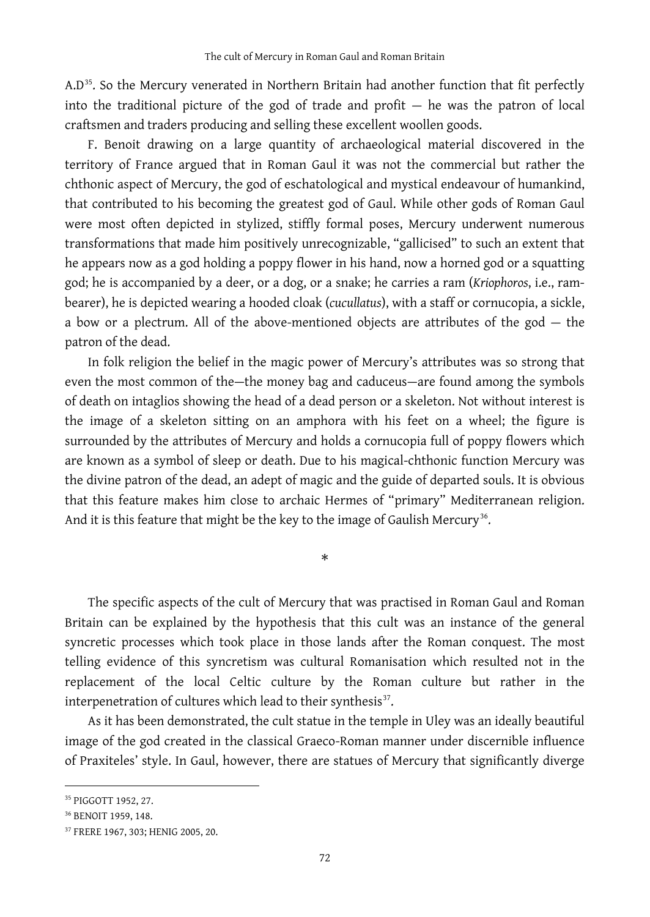A.D[35]. So the Mercury venerated in Northern Britain had another function that fit perfectly into the traditional picture of the god of trade and profit — he was the patron of local craftsmen and traders producing and selling these excellent woollen goods.

F. Benoit drawing on a large quantity of archaeological material discovered in the territory of France argued that in Roman Gaul it was not the commercial but rather the chthonic aspect of Mercury, the god of eschatological and mystical endeavour of humankind, that contributed to his becoming the greatest god of Gaul. While other gods of Roman Gaul were most often depicted in stylized, stiffly formal poses, Mercury underwent numerous transformations that made him positively unrecognizable, "gallicised" to such an extent that he appears now as a god holding a poppy flower in his hand, now a horned god or a squatting god; he is accompanied by a deer, or a dog, or a snake; he carries a ram (*Kriophoros*, i.e., ram-bearer), he is depicted wearing a hooded cloak (*cucullatus*), with a staff or cornucopia, a sickle, a bow or a plectrum. All of the above-mentioned objects are attributes of the god — the patron of the dead.

In folk religion the belief in the magic power of Mercury's attributes was so strong that even the most common of the—the money bag and caduceus—are found among the symbols of death on intaglios showing the head of a dead person or a skeleton. Not without interest is the image of a skeleton sitting on an amphora with his feet on a wheel; the figure is surrounded by the attributes of Mercury and holds a cornucopia full of poppy flowers which are known as a symbol of sleep or death. Due to his magical-chthonic function Mercury was the divine patron of the dead, an adept of magic and the guide of departed souls. It is obvious that this feature makes him close to archaic Hermes of "primary" Mediterranean religion. And it is this feature that might be the key to the image of Gaulish Mercury[36].

*

The specific aspects of the cult of Mercury that was practised in Roman Gaul and Roman Britain can be explained by the hypothesis that this cult was an instance of the general syncretic processes which took place in those lands after the Roman conquest. The most telling evidence of this syncretism was cultural Romanisation which resulted not in the replacement of the local Celtic culture by the Roman culture but rather in the interpenetration of cultures which lead to their synthesis[37].

As it has been demonstrated, the cult statue in the temple in Uley was an ideally beautiful image of the god created in the classical Graeco-Roman manner under discernible influence of Praxiteles' style. In Gaul, however, there are statues of Mercury that significantly diverge

---

[35] PIGGOTT 1952, 27.

[36] BENOIT 1959, 148.

[37] FRERE 1967, 303; HENIG 2005, 20.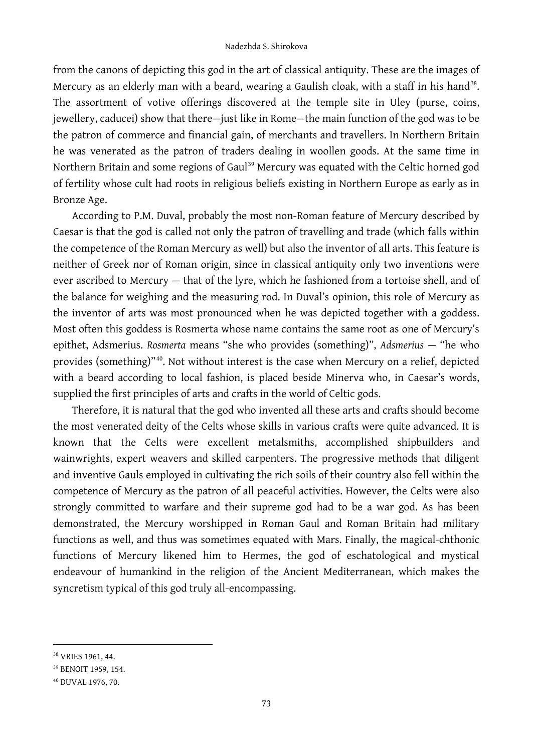from the canons of depicting this god in the art of classical antiquity. These are the images of Mercury as an elderly man with a beard, wearing a Gaulish cloak, with a staff in his hand[38]. The assortment of votive offerings discovered at the temple site in Uley (purse, coins, jewellery, caducei) show that there—just like in Rome—the main function of the god was to be the patron of commerce and financial gain, of merchants and travellers. In Northern Britain he was venerated as the patron of traders dealing in woollen goods. At the same time in Northern Britain and some regions of Gaul[39] Mercury was equated with the Celtic horned god of fertility whose cult had roots in religious beliefs existing in Northern Europe as early as in Bronze Age.

According to P.M. Duval, probably the most non-Roman feature of Mercury described by Caesar is that the god is called not only the patron of travelling and trade (which falls within the competence of the Roman Mercury as well) but also the inventor of all arts. This feature is neither of Greek nor of Roman origin, since in classical antiquity only two inventions were ever ascribed to Mercury — that of the lyre, which he fashioned from a tortoise shell, and of the balance for weighing and the measuring rod. In Duval's opinion, this role of Mercury as the inventor of arts was most pronounced when he was depicted together with a goddess. Most often this goddess is Rosmerta whose name contains the same root as one of Mercury's epithet, Adsmerius. *Rosmerta* means "she who provides (something)", *Adsmerius* — "he who provides (something)"[40]. Not without interest is the case when Mercury on a relief, depicted with a beard according to local fashion, is placed beside Minerva who, in Caesar's words, supplied the first principles of arts and crafts in the world of Celtic gods.

Therefore, it is natural that the god who invented all these arts and crafts should become the most venerated deity of the Celts whose skills in various crafts were quite advanced. It is known that the Celts were excellent metalsmiths, accomplished shipbuilders and wainwrights, expert weavers and skilled carpenters. The progressive methods that diligent and inventive Gauls employed in cultivating the rich soils of their country also fell within the competence of Mercury as the patron of all peaceful activities. However, the Celts were also strongly committed to warfare and their supreme god had to be a war god. As has been demonstrated, the Mercury worshipped in Roman Gaul and Roman Britain had military functions as well, and thus was sometimes equated with Mars. Finally, the magical-chthonic functions of Mercury likened him to Hermes, the god of eschatological and mystical endeavour of humankind in the religion of the Ancient Mediterranean, which makes the syncretism typical of this god truly all-encompassing.

---

[38] VRIES 1961, 44.

[39] BENOIT 1959, 154.

[40] DUVAL 1976, 70.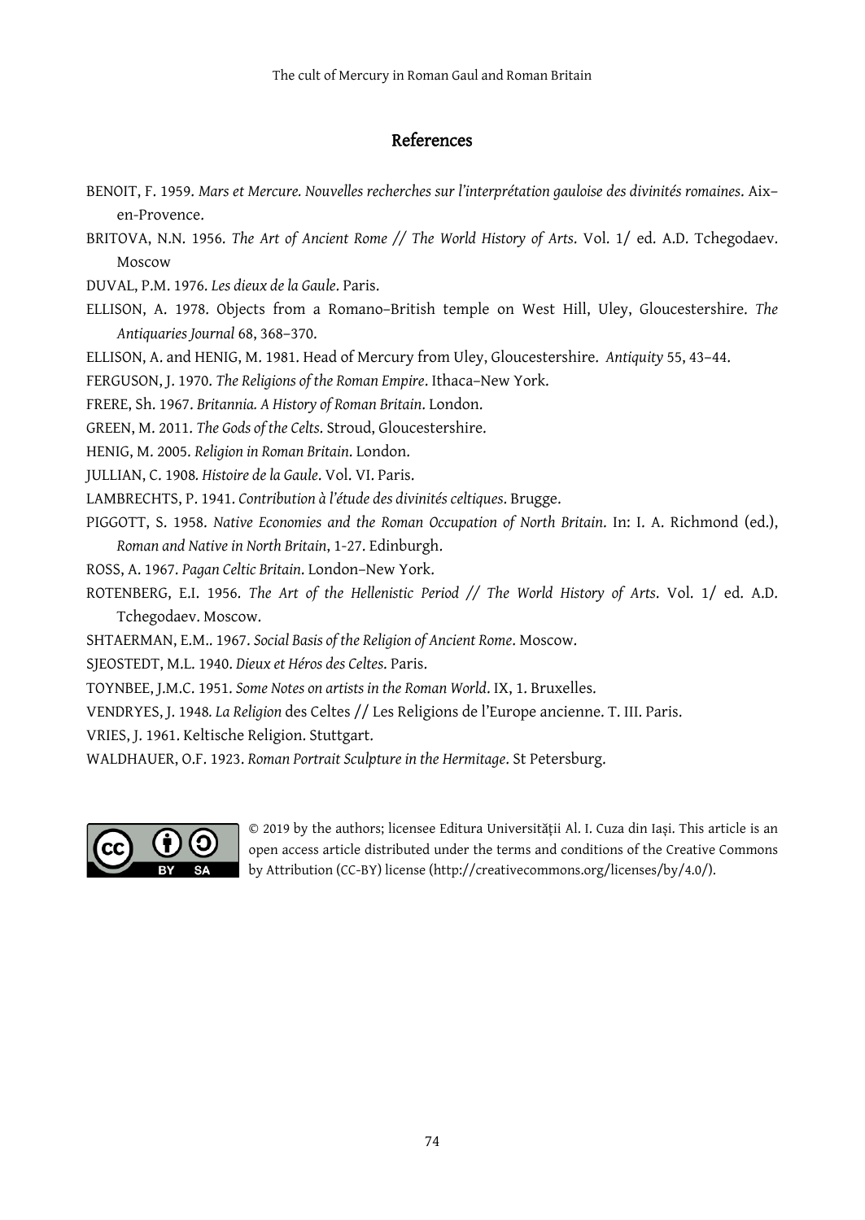## References

BENOIT, F. 1959. *Mars et Mercure. Nouvelles recherches sur l'interprétation gauloise des divinités romaines*. Aix–en-Provence.

BRITOVA, N.N. 1956. *The Art of Ancient Rome // The World History of Arts*. Vol. 1/ ed. A.D. Tchegodaev. Moscow

DUVAL, P.M. 1976. *Les dieux de la Gaule*. Paris.

ELLISON, A. 1978. Objects from a Romano–British temple on West Hill, Uley, Gloucestershire. *The Antiquaries Journal* 68, 368–370.

ELLISON, A. and HENIG, M. 1981. Head of Mercury from Uley, Gloucestershire. *Antiquity* 55, 43–44.

FERGUSON, J. 1970. *The Religions of the Roman Empire*. Ithaca–New York.

FRERE, Sh. 1967. *Britannia. A History of Roman Britain*. London.

GREEN, M. 2011. *The Gods of the Celts*. Stroud, Gloucestershire.

HENIG, M. 2005. *Religion in Roman Britain*. London.

JULLIAN, C. 1908. *Histoire de la Gaule*. Vol. VI. Paris.

LAMBRECHTS, P. 1941. *Contribution à l'étude des divinités celtiques*. Brugge.

PIGGOTT, S. 1958. *Native Economies and the Roman Occupation of North Britain*. In: I. A. Richmond (ed.), *Roman and Native in North Britain*, 1-27. Edinburgh.

ROSS, A. 1967. *Pagan Celtic Britain*. London–New York.

ROTENBERG, E.I. 1956. *The Art of the Hellenistic Period // The World History of Arts*. Vol. 1/ ed. A.D. Tchegodaev. Moscow.

SHTAERMAN, E.M.. 1967. *Social Basis of the Religion of Ancient Rome*. Moscow.

SJEOSTEDT, M.L. 1940. *Dieux et Héros des Celtes*. Paris.

TOYNBEE, J.M.C. 1951. *Some Notes on artists in the Roman World*. IX, 1. Bruxelles.

VENDRYES, J. 1948. *La Religion* des Celtes // Les Religions de l'Europe ancienne. T. III. Paris.

VRIES, J. 1961. Keltische Religion. Stuttgart.

WALDHAUER, O.F. 1923. *Roman Portrait Sculpture in the Hermitage*. St Petersburg.

© 2019 by the authors; licensee Editura Universității Al. I. Cuza din Iași. This article is an open access article distributed under the terms and conditions of the Creative Commons by Attribution (CC-BY) license (http://creativecommons.org/licenses/by/4.0/).